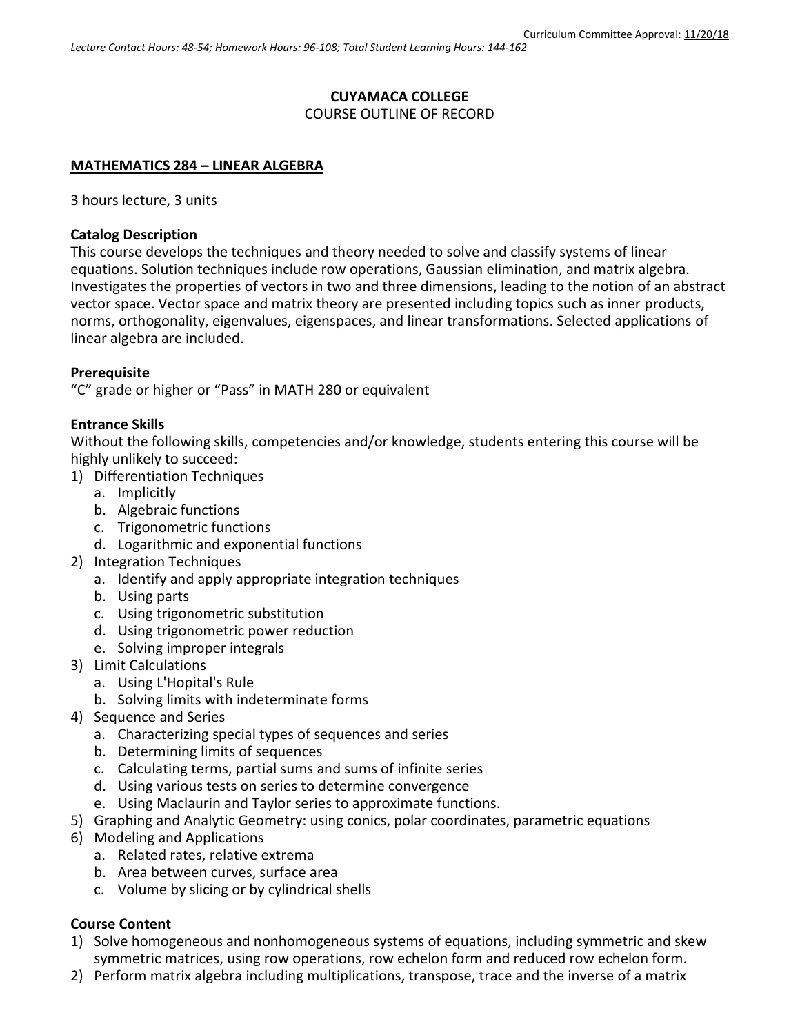Curriculum Committee Approval: 11/20/18

*Lecture Contact Hours: 48-54; Homework Hours: 96-108; Total Student Learning Hours: 144-162*

**CUYAMACA COLLEGE**

COURSE OUTLINE OF RECORD

**MATHEMATICS 284 – LINEAR ALGEBRA**

3 hours lecture, 3 units

**Catalog Description**

This course develops the techniques and theory needed to solve and classify systems of linear equations. Solution techniques include row operations, Gaussian elimination, and matrix algebra. Investigates the properties of vectors in two and three dimensions, leading to the notion of an abstract vector space. Vector space and matrix theory are presented including topics such as inner products, norms, orthogonality, eigenvalues, eigenspaces, and linear transformations. Selected applications of linear algebra are included.

**Prerequisite**

"C" grade or higher or "Pass" in MATH 280 or equivalent

**Entrance Skills**

Without the following skills, competencies and/or knowledge, students entering this course will be highly unlikely to succeed:

1) Differentiation Techniques
   a. Implicitly
   b. Algebraic functions
   c. Trigonometric functions
   d. Logarithmic and exponential functions
2) Integration Techniques
   a. Identify and apply appropriate integration techniques
   b. Using parts
   c. Using trigonometric substitution
   d. Using trigonometric power reduction
   e. Solving improper integrals
3) Limit Calculations
   a. Using L'Hopital's Rule
   b. Solving limits with indeterminate forms
4) Sequence and Series
   a. Characterizing special types of sequences and series
   b. Determining limits of sequences
   c. Calculating terms, partial sums and sums of infinite series
   d. Using various tests on series to determine convergence
   e. Using Maclaurin and Taylor series to approximate functions.
5) Graphing and Analytic Geometry: using conics, polar coordinates, parametric equations
6) Modeling and Applications
   a. Related rates, relative extrema
   b. Area between curves, surface area
   c. Volume by slicing or by cylindrical shells

**Course Content**

1) Solve homogeneous and nonhomogeneous systems of equations, including symmetric and skew symmetric matrices, using row operations, row echelon form and reduced row echelon form.
2) Perform matrix algebra including multiplications, transpose, trace and the inverse of a matrix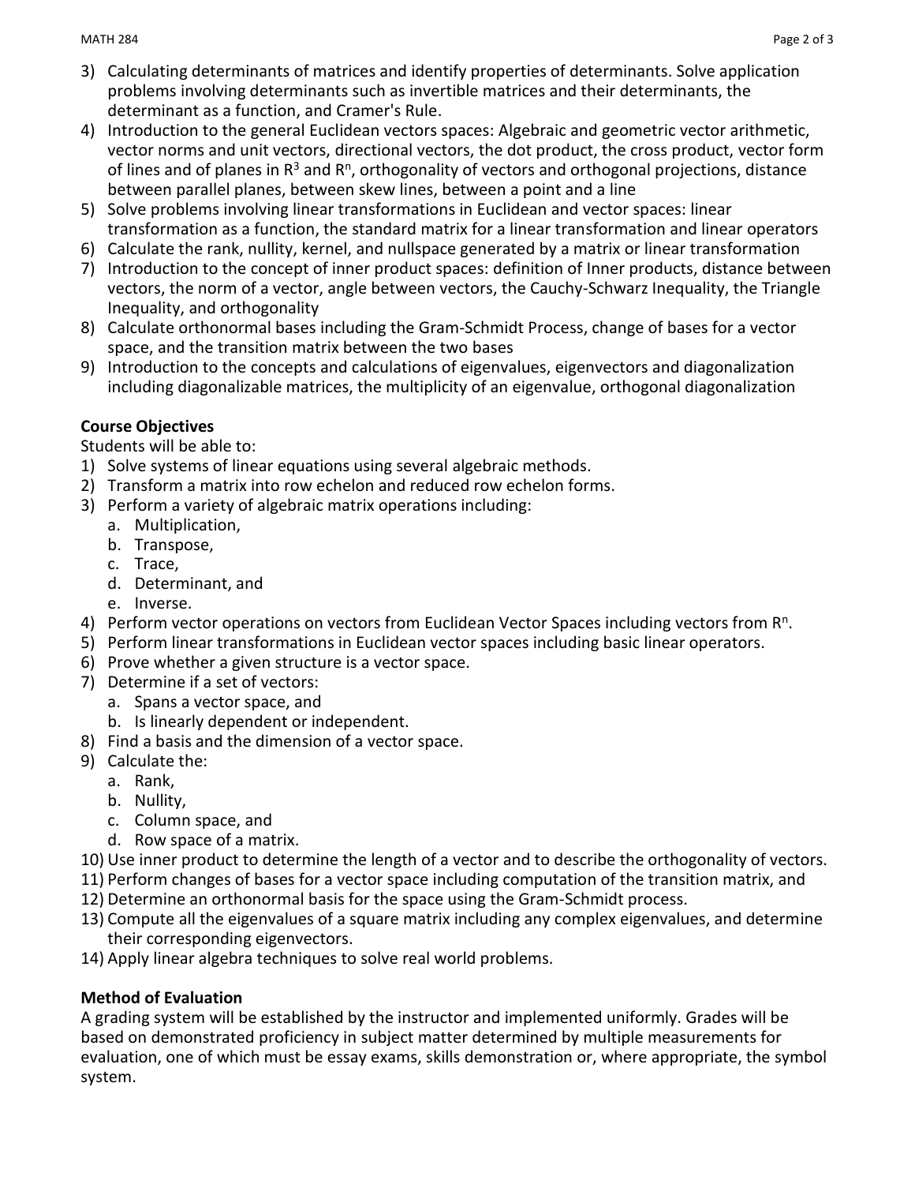3) Calculating determinants of matrices and identify properties of determinants. Solve application problems involving determinants such as invertible matrices and their determinants, the determinant as a function, and Cramer's Rule.
4) Introduction to the general Euclidean vectors spaces: Algebraic and geometric vector arithmetic, vector norms and unit vectors, directional vectors, the dot product, the cross product, vector form of lines and of planes in $R^3$ and $R^n$, orthogonality of vectors and orthogonal projections, distance between parallel planes, between skew lines, between a point and a line
5) Solve problems involving linear transformations in Euclidean and vector spaces: linear transformation as a function, the standard matrix for a linear transformation and linear operators
6) Calculate the rank, nullity, kernel, and nullspace generated by a matrix or linear transformation
7) Introduction to the concept of inner product spaces: definition of Inner products, distance between vectors, the norm of a vector, angle between vectors, the Cauchy-Schwarz Inequality, the Triangle Inequality, and orthogonality
8) Calculate orthonormal bases including the Gram-Schmidt Process, change of bases for a vector space, and the transition matrix between the two bases
9) Introduction to the concepts and calculations of eigenvalues, eigenvectors and diagonalization including diagonalizable matrices, the multiplicity of an eigenvalue, orthogonal diagonalization

**Course Objectives**

Students will be able to:

1) Solve systems of linear equations using several algebraic methods.
2) Transform a matrix into row echelon and reduced row echelon forms.
3) Perform a variety of algebraic matrix operations including:
   a. Multiplication,
   b. Transpose,
   c. Trace,
   d. Determinant, and
   e. Inverse.
4) Perform vector operations on vectors from Euclidean Vector Spaces including vectors from $R^n$.
5) Perform linear transformations in Euclidean vector spaces including basic linear operators.
6) Prove whether a given structure is a vector space.
7) Determine if a set of vectors:
   a. Spans a vector space, and
   b. Is linearly dependent or independent.
8) Find a basis and the dimension of a vector space.
9) Calculate the:
   a. Rank,
   b. Nullity,
   c. Column space, and
   d. Row space of a matrix.
10) Use inner product to determine the length of a vector and to describe the orthogonality of vectors.
11) Perform changes of bases for a vector space including computation of the transition matrix, and
12) Determine an orthonormal basis for the space using the Gram-Schmidt process.
13) Compute all the eigenvalues of a square matrix including any complex eigenvalues, and determine their corresponding eigenvectors.
14) Apply linear algebra techniques to solve real world problems.

**Method of Evaluation**

A grading system will be established by the instructor and implemented uniformly. Grades will be based on demonstrated proficiency in subject matter determined by multiple measurements for evaluation, one of which must be essay exams, skills demonstration or, where appropriate, the symbol system.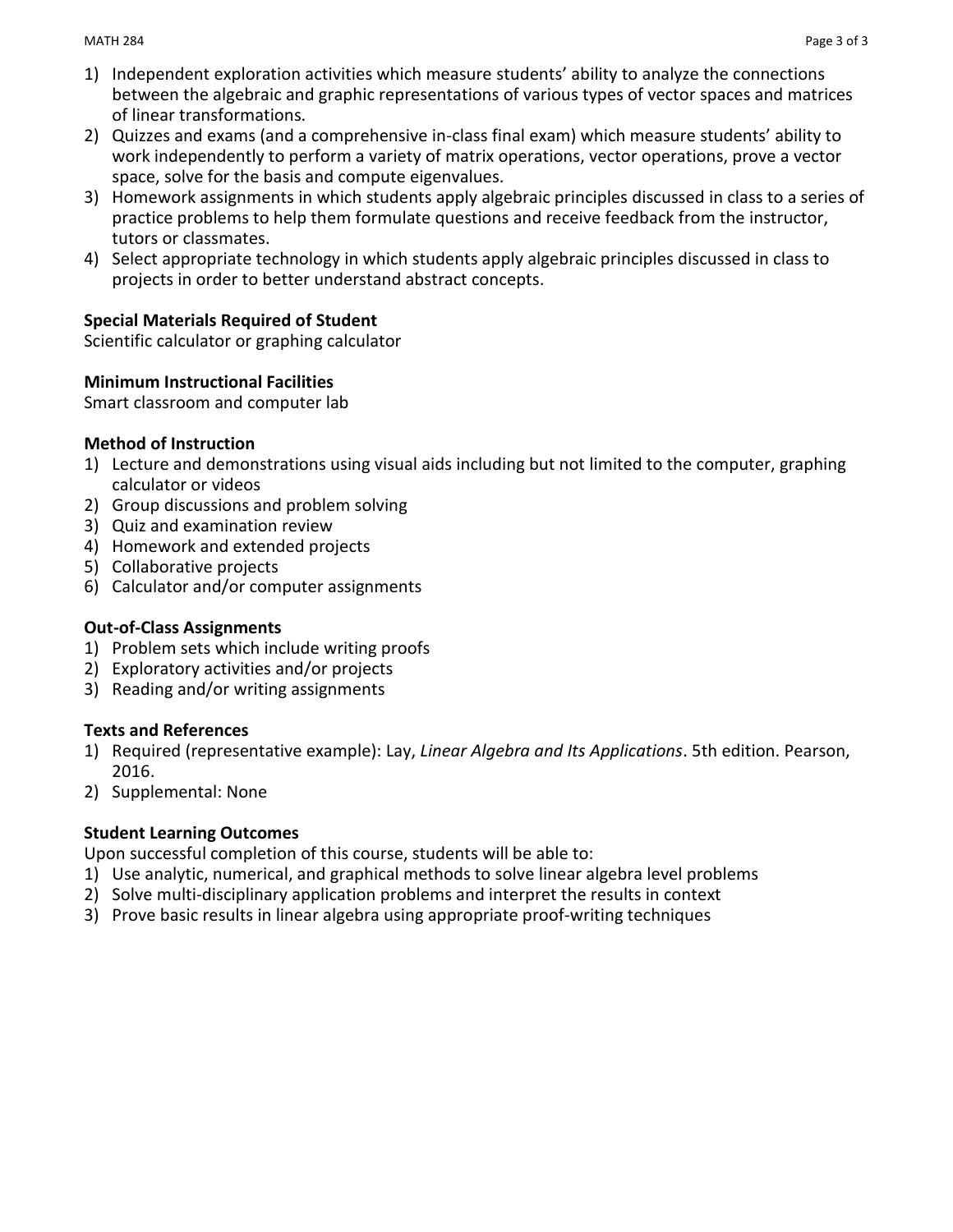1) Independent exploration activities which measure students' ability to analyze the connections between the algebraic and graphic representations of various types of vector spaces and matrices of linear transformations.
2) Quizzes and exams (and a comprehensive in-class final exam) which measure students' ability to work independently to perform a variety of matrix operations, vector operations, prove a vector space, solve for the basis and compute eigenvalues.
3) Homework assignments in which students apply algebraic principles discussed in class to a series of practice problems to help them formulate questions and receive feedback from the instructor, tutors or classmates.
4) Select appropriate technology in which students apply algebraic principles discussed in class to projects in order to better understand abstract concepts.

**Special Materials Required of Student**
Scientific calculator or graphing calculator

**Minimum Instructional Facilities**
Smart classroom and computer lab

**Method of Instruction**
1) Lecture and demonstrations using visual aids including but not limited to the computer, graphing calculator or videos
2) Group discussions and problem solving
3) Quiz and examination review
4) Homework and extended projects
5) Collaborative projects
6) Calculator and/or computer assignments

**Out-of-Class Assignments**
1) Problem sets which include writing proofs
2) Exploratory activities and/or projects
3) Reading and/or writing assignments

**Texts and References**
1) Required (representative example): Lay, *Linear Algebra and Its Applications*. 5th edition. Pearson, 2016.
2) Supplemental: None

**Student Learning Outcomes**
Upon successful completion of this course, students will be able to:
1) Use analytic, numerical, and graphical methods to solve linear algebra level problems
2) Solve multi-disciplinary application problems and interpret the results in context
3) Prove basic results in linear algebra using appropriate proof-writing techniques